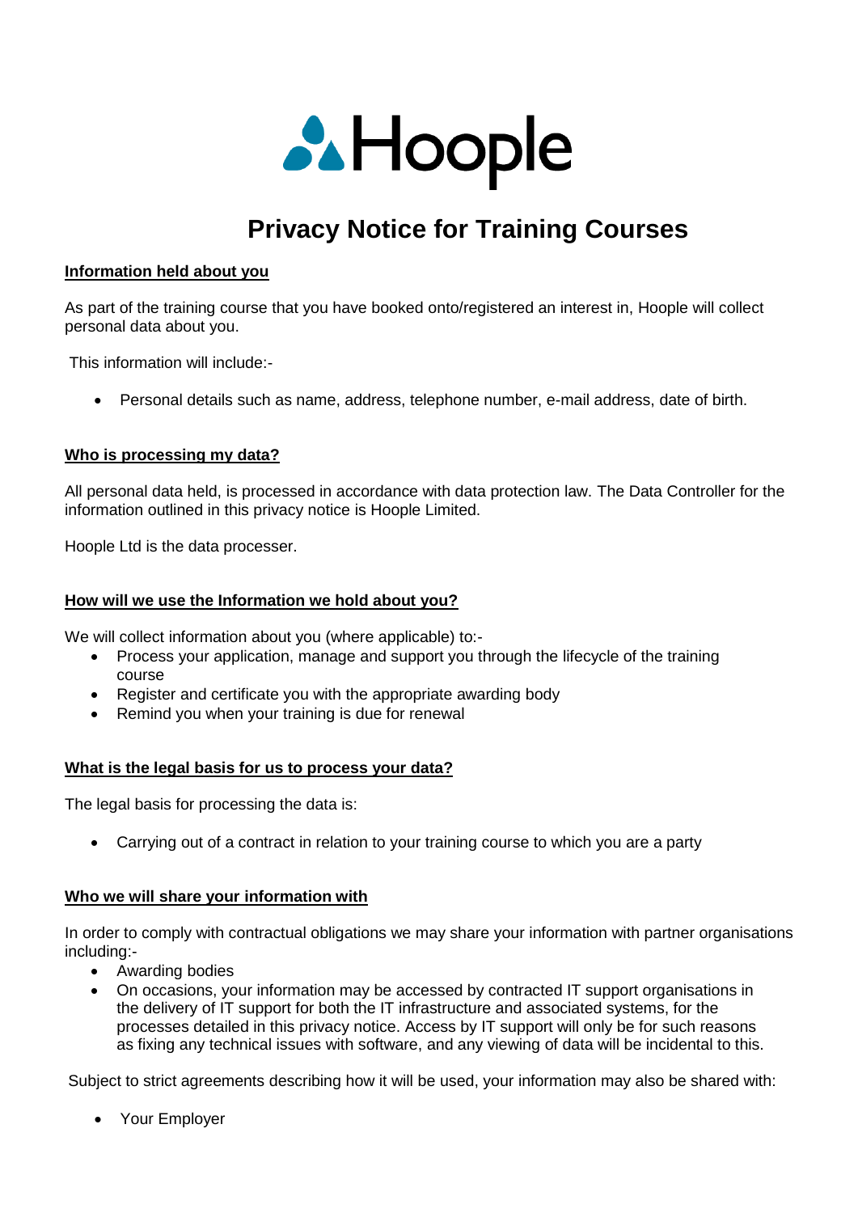Hoople

# Privacy Notice for Training Courses

**Information held about you**

As part of the training course that you have booked onto/registered an interest in, Hoople will collect personal data about you.

This information will include:-

- Personal details such as name, address, telephone number, e-mail address, date of birth.

**Who is processing my data?**

All personal data held, is processed in accordance with data protection law. The Data Controller for the information outlined in this privacy notice is Hoople Limited.

Hoople Ltd is the data processer.

**How will we use the Information we hold about you?**

We will collect information about you (where applicable) to:-

- Process your application, manage and support you through the lifecycle of the training course
- Register and certificate you with the appropriate awarding body
- Remind you when your training is due for renewal

**What is the legal basis for us to process your data?**

The legal basis for processing the data is:

- Carrying out of a contract in relation to your training course to which you are a party

**Who we will share your information with**

In order to comply with contractual obligations we may share your information with partner organisations including:-

- Awarding bodies
- On occasions, your information may be accessed by contracted IT support organisations in the delivery of IT support for both the IT infrastructure and associated systems, for the processes detailed in this privacy notice. Access by IT support will only be for such reasons as fixing any technical issues with software, and any viewing of data will be incidental to this.

Subject to strict agreements describing how it will be used, your information may also be shared with:

- Your Employer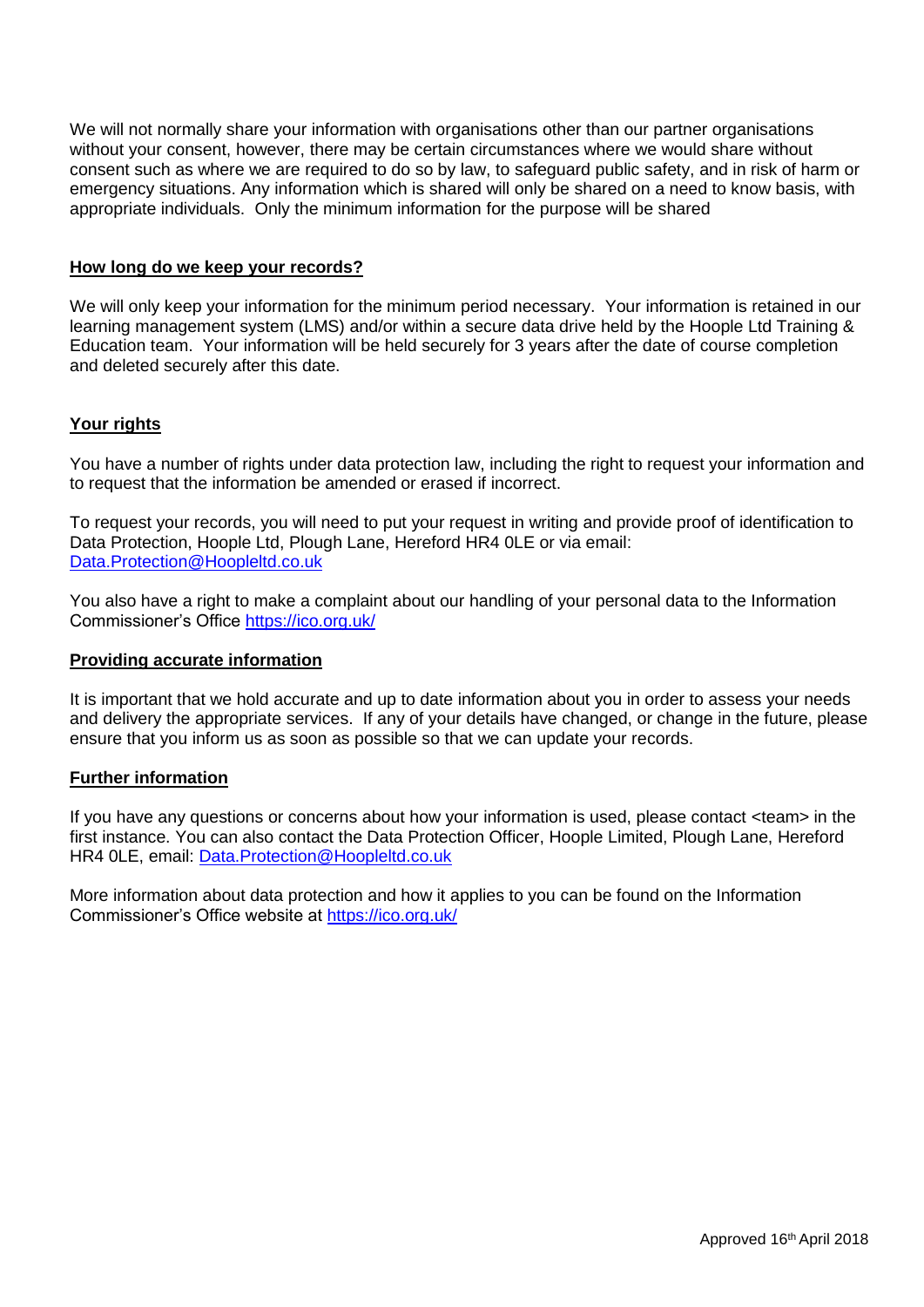We will not normally share your information with organisations other than our partner organisations without your consent, however, there may be certain circumstances where we would share without consent such as where we are required to do so by law, to safeguard public safety, and in risk of harm or emergency situations. Any information which is shared will only be shared on a need to know basis, with appropriate individuals. Only the minimum information for the purpose will be shared

## How long do we keep your records?

We will only keep your information for the minimum period necessary. Your information is retained in our learning management system (LMS) and/or within a secure data drive held by the Hoople Ltd Training & Education team. Your information will be held securely for 3 years after the date of course completion and deleted securely after this date.

## Your rights

You have a number of rights under data protection law, including the right to request your information and to request that the information be amended or erased if incorrect.

To request your records, you will need to put your request in writing and provide proof of identification to Data Protection, Hoople Ltd, Plough Lane, Hereford HR4 0LE or via email: [Data.Protection@Hoopleltd.co.uk](mailto:Data.Protection@Hoopleltd.co.uk)

You also have a right to make a complaint about our handling of your personal data to the Information Commissioner's Office [https://ico.org.uk/](https://ico.org.uk/)

## Providing accurate information

It is important that we hold accurate and up to date information about you in order to assess your needs and delivery the appropriate services. If any of your details have changed, or change in the future, please ensure that you inform us as soon as possible so that we can update your records.

## Further information

If you have any questions or concerns about how your information is used, please contact <team> in the first instance. You can also contact the Data Protection Officer, Hoople Limited, Plough Lane, Hereford HR4 0LE, email: [Data.Protection@Hoopleltd.co.uk](mailto:Data.Protection@Hoopleltd.co.uk)

More information about data protection and how it applies to you can be found on the Information Commissioner's Office website at [https://ico.org.uk/](https://ico.org.uk/)

Approved 16th April 2018